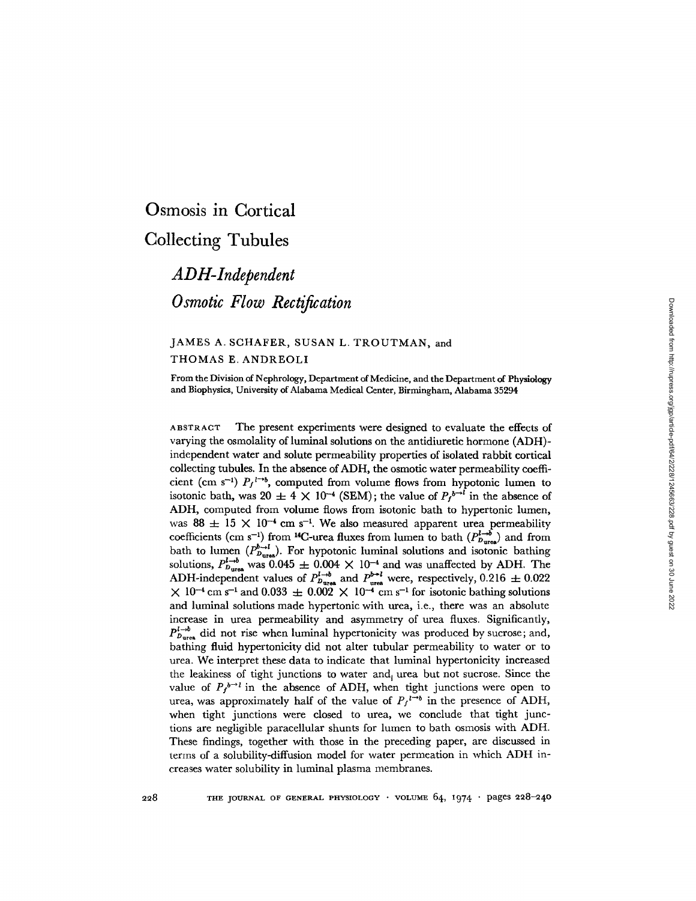# Osmosis in Cortical Collecting Tubules

## *ADH-Independent Osmotic Flow Rectification*

JAMES A. SCHAFER, SUSAN L. TROUTMAN, and THOMAS E. ANDREOLI

From the Division of Nephrology, Department of Medicine, and the Department of Physiology and Biophysics, University of Alabama Medical Center, Birmingham, Alabama 35294

ABSTRACT The present experiments were designed to evaluate the effects of varying the osmolality of luminal solutions on the antidiuretic hormone (ADH)-independent water and solute permeability properties of isolated rabbit cortical collecting tubules. In the absence of ADH, the osmotic water permeability coefficient (cm s$^{-1}$) $P_f{}^{l\to b}$, computed from volume flows from hypotonic lumen to isotonic bath, was $20 \pm 4 \times 10^{-4}$ (SEM); the value of $P_f{}^{b\to l}$ in the absence of ADH, computed from volume flows from isotonic bath to hypertonic lumen, was $88 \pm 15 \times 10^{-4}$ cm s$^{-1}$. We also measured apparent urea permeability coefficients (cm s$^{-1}$) from $^{14}$C-urea fluxes from lumen to bath ($P_{D_{\text{urea}}}^{l\to b}$) and from bath to lumen ($P_{D_{\text{urea}}}^{b\to l}$). For hypotonic luminal solutions and isotonic bathing solutions, $P_{D_{\text{urea}}}^{l\to b}$ was $0.045 \pm 0.004 \times 10^{-4}$ and was unaffected by ADH. The ADH-independent values of $P_{D_{\text{urea}}}^{l\to b}$ and $P_{\text{urea}}^{b\to l}$ were, respectively, $0.216 \pm 0.022 \times 10^{-4}$ cm s$^{-1}$ and $0.033 \pm 0.002 \times 10^{-4}$ cm s$^{-1}$ for isotonic bathing solutions and luminal solutions made hypertonic with urea, i.e., there was an absolute increase in urea permeability and asymmetry of urea fluxes. Significantly, $P_{D_{\text{urea}}}^{l\to b}$ did not rise when luminal hypertonicity was produced by sucrose; and, bathing fluid hypertonicity did not alter tubular permeability to water or to urea. We interpret these data to indicate that luminal hypertonicity increased the leakiness of tight junctions to water and urea but not sucrose. Since the value of $P_f{}^{b\to l}$ in the absence of ADH, when tight junctions were open to urea, was approximately half of the value of $P_f{}^{l\to b}$ in the presence of ADH, when tight junctions were closed to urea, we conclude that tight junctions are negligible paracellular shunts for lumen to bath osmosis with ADH. These findings, together with those in the preceding paper, are discussed in terms of a solubility-diffusion model for water permeation in which ADH increases water solubility in luminal plasma membranes.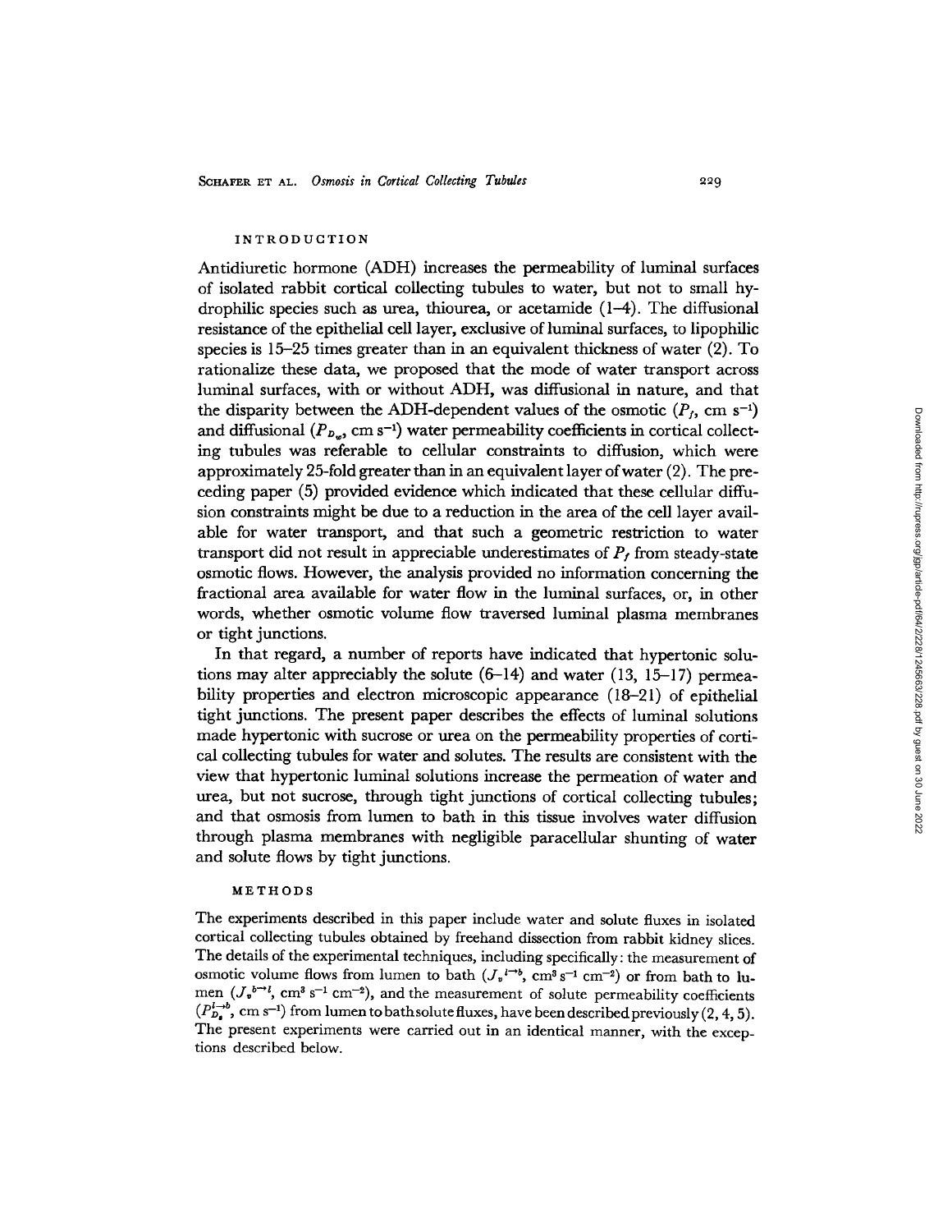## INTRODUCTION

Antidiuretic hormone (ADH) increases the permeability of luminal surfaces of isolated rabbit cortical collecting tubules to water, but not to small hydrophilic species such as urea, thiourea, or acetamide (1–4). The diffusional resistance of the epithelial cell layer, exclusive of luminal surfaces, to lipophilic species is 15–25 times greater than in an equivalent thickness of water (2). To rationalize these data, we proposed that the mode of water transport across luminal surfaces, with or without ADH, was diffusional in nature, and that the disparity between the ADH-dependent values of the osmotic ($P_f$, cm s$^{-1}$) and diffusional ($P_{D_w}$, cm s$^{-1}$) water permeability coefficients in cortical collecting tubules was referable to cellular constraints to diffusion, which were approximately 25-fold greater than in an equivalent layer of water (2). The preceding paper (5) provided evidence which indicated that these cellular diffusion constraints might be due to a reduction in the area of the cell layer available for water transport, and that such a geometric restriction to water transport did not result in appreciable underestimates of $P_f$ from steady-state osmotic flows. However, the analysis provided no information concerning the fractional area available for water flow in the luminal surfaces, or, in other words, whether osmotic volume flow traversed luminal plasma membranes or tight junctions.

In that regard, a number of reports have indicated that hypertonic solutions may alter appreciably the solute (6–14) and water (13, 15–17) permeability properties and electron microscopic appearance (18–21) of epithelial tight junctions. The present paper describes the effects of luminal solutions made hypertonic with sucrose or urea on the permeability properties of cortical collecting tubules for water and solutes. The results are consistent with the view that hypertonic luminal solutions increase the permeation of water and urea, but not sucrose, through tight junctions of cortical collecting tubules; and that osmosis from lumen to bath in this tissue involves water diffusion through plasma membranes with negligible paracellular shunting of water and solute flows by tight junctions.

## METHODS

The experiments described in this paper include water and solute fluxes in isolated cortical collecting tubules obtained by freehand dissection from rabbit kidney slices. The details of the experimental techniques, including specifically: the measurement of osmotic volume flows from lumen to bath ($J_v^{l \to b}$, cm$^3$ s$^{-1}$ cm$^{-2}$) or from bath to lumen ($J_v^{b \to l}$, cm$^3$ s$^{-1}$ cm$^{-2}$), and the measurement of solute permeability coefficients ($P_{D_s}^{l \to b}$, cm s$^{-1}$) from lumen to bath solute fluxes, have been described previously (2, 4, 5). The present experiments were carried out in an identical manner, with the exceptions described below.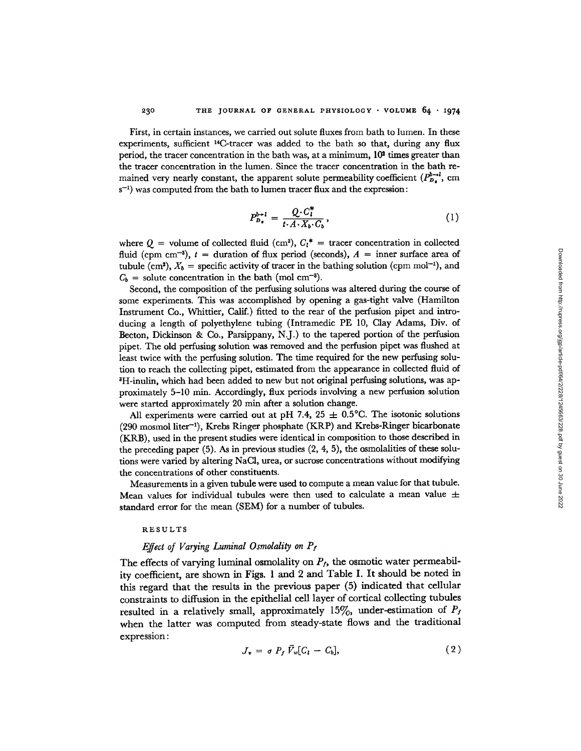First, in certain instances, we carried out solute fluxes from bath to lumen. In these experiments, sufficient $^{14}C$-tracer was added to the bath so that, during any flux period, the tracer concentration in the bath was, at a minimum, $10^2$ times greater than the tracer concentration in the lumen. Since the tracer concentration in the bath remained very nearly constant, the apparent solute permeability coefficient ($P_{D_s}^{b\to l}$, cm $s^{-1}$) was computed from the bath to lumen tracer flux and the expression:

$$P_{D_s}^{b\to l} = \frac{Q \cdot C_l^*}{t \cdot A \cdot X_b \cdot C_b}, \tag{1}$$

where $Q$ = volume of collected fluid ($cm^3$), $C_l^*$ = tracer concentration in collected fluid (cpm $cm^{-3}$), $t$ = duration of flux period (seconds), $A$ = inner surface area of tubule ($cm^2$), $X_b$ = specific activity of tracer in the bathing solution (cpm $mol^{-1}$), and $C_b$ = solute concentration in the bath (mol $cm^{-3}$).

Second, the composition of the perfusing solutions was altered during the course of some experiments. This was accomplished by opening a gas-tight valve (Hamilton Instrument Co., Whittier, Calif.) fitted to the rear of the perfusion pipet and introducing a length of polyethylene tubing (Intramedic PE 10, Clay Adams, Div. of Becton, Dickinson & Co., Parsippany, N.J.) to the tapered portion of the perfusion pipet. The old perfusing solution was removed and the perfusion pipet was flushed at least twice with the perfusing solution. The time required for the new perfusing solution to reach the collecting pipet, estimated from the appearance in collected fluid of $^3H$-inulin, which had been added to new but not original perfusing solutions, was approximately 5–10 min. Accordingly, flux periods involving a new perfusion solution were started approximately 20 min after a solution change.

All experiments were carried out at pH 7.4, 25 $\pm$ 0.5°C. The isotonic solutions (290 mosmol $liter^{-1}$), Krebs Ringer phosphate (KRP) and Krebs-Ringer bicarbonate (KRB), used in the present studies were identical in composition to those described in the preceding paper (5). As in previous studies (2, 4, 5), the osmolalities of these solutions were varied by altering NaCl, urea, or sucrose concentrations without modifying the concentrations of other constituents.

Measurements in a given tubule were used to compute a mean value for that tubule. Mean values for individual tubules were then used to calculate a mean value $\pm$ standard error for the mean (SEM) for a number of tubules.

## RESULTS

### *Effect of Varying Luminal Osmolality on $P_f$*

The effects of varying luminal osmolality on $P_f$, the osmotic water permeability coefficient, are shown in Figs. 1 and 2 and Table I. It should be noted in this regard that the results in the previous paper (5) indicated that cellular constraints to diffusion in the epithelial cell layer of cortical collecting tubules resulted in a relatively small, approximately 15%, under-estimation of $P_f$ when the latter was computed from steady-state flows and the traditional expression:

$$J_v = \sigma P_f \bar{V}_w [C_l - C_b], \tag{2}$$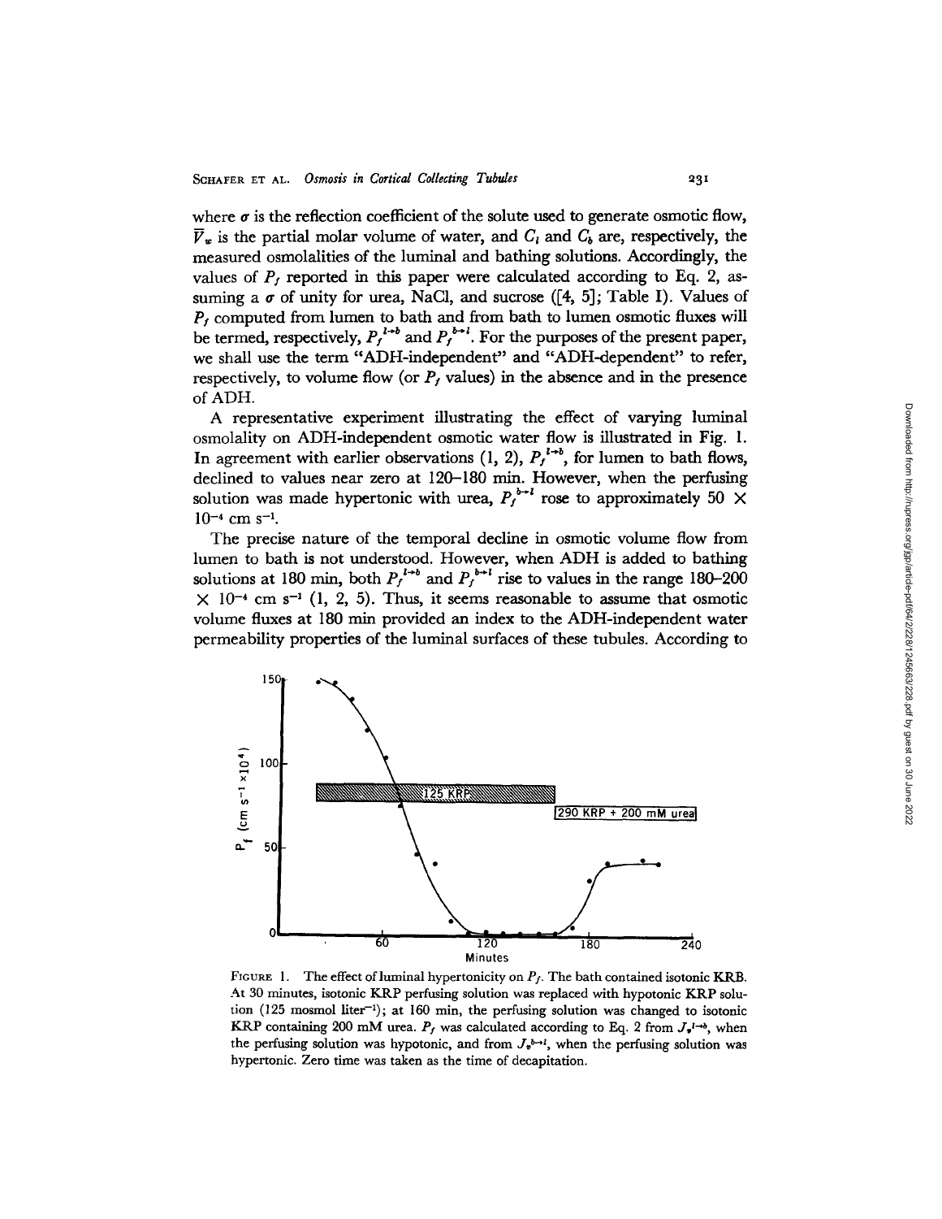where $\sigma$ is the reflection coefficient of the solute used to generate osmotic flow, $\bar{V}_w$ is the partial molar volume of water, and $C_l$ and $C_b$ are, respectively, the measured osmolalities of the luminal and bathing solutions. Accordingly, the values of $P_f$ reported in this paper were calculated according to Eq. 2, assuming a $\sigma$ of unity for urea, NaCl, and sucrose ([4, 5]; Table I). Values of $P_f$ computed from lumen to bath and from bath to lumen osmotic fluxes will be termed, respectively, $P_f^{l \to b}$ and $P_f^{b \to l}$. For the purposes of the present paper, we shall use the term "ADH-independent" and "ADH-dependent" to refer, respectively, to volume flow (or $P_f$ values) in the absence and in the presence of ADH.

A representative experiment illustrating the effect of varying luminal osmolality on ADH-independent osmotic water flow is illustrated in Fig. 1. In agreement with earlier observations (1, 2), $P_f^{l \to b}$, for lumen to bath flows, declined to values near zero at 120–180 min. However, when the perfusing solution was made hypertonic with urea, $P_f^{b \to l}$ rose to approximately 50 $\times$ $10^{-4}$ cm s$^{-1}$.

The precise nature of the temporal decline in osmotic volume flow from lumen to bath is not understood. However, when ADH is added to bathing solutions at 180 min, both $P_f^{l \to b}$ and $P_f^{b \to l}$ rise to values in the range 180–200 $\times$ $10^{-4}$ cm s$^{-1}$ (1, 2, 5). Thus, it seems reasonable to assume that osmotic volume fluxes at 180 min provided an index to the ADH-independent water permeability properties of the luminal surfaces of these tubules. According to

FIGURE 1. The effect of luminal hypertonicity on $P_f$. The bath contained isotonic KRB. At 30 minutes, isotonic KRP perfusing solution was replaced with hypotonic KRP solution (125 mosmol liter$^{-1}$); at 160 min, the perfusing solution was changed to isotonic KRP containing 200 mM urea. $P_f$ was calculated according to Eq. 2 from $J_v^{l \to b}$, when the perfusing solution was hypotonic, and from $J_v^{b \to l}$, when the perfusing solution was hypertonic. Zero time was taken as the time of decapitation.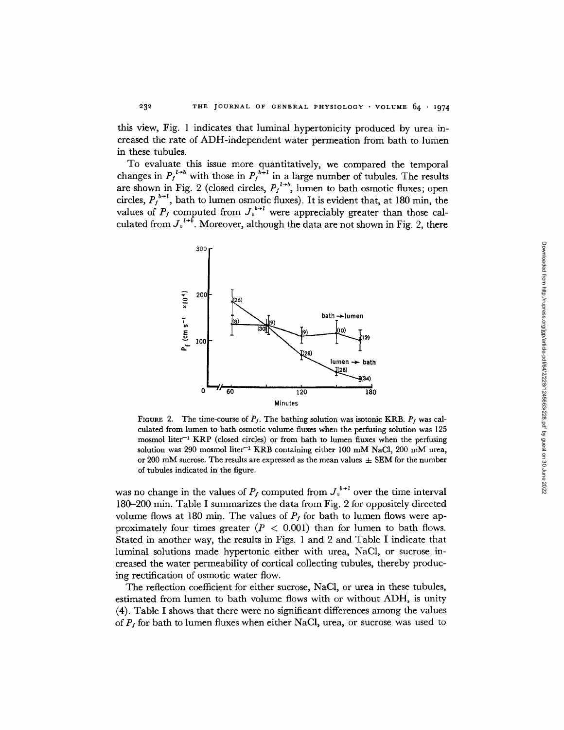this view, Fig. 1 indicates that luminal hypertonicity produced by urea increased the rate of ADH-independent water permeation from bath to lumen in these tubules.

To evaluate this issue more quantitatively, we compared the temporal changes in $P_f^{l \to b}$ with those in $P_f^{b \to l}$ in a large number of tubules. The results are shown in Fig. 2 (closed circles, $P_f^{l \to b}$, lumen to bath osmotic fluxes; open circles, $P_f^{b \to l}$, bath to lumen osmotic fluxes). It is evident that, at 180 min, the values of $P_f$ computed from $J_v^{b \to l}$ were appreciably greater than those calculated from $J_v^{l \to b}$. Moreover, although the data are not shown in Fig. 2, there was no change in the values of $P_f$ computed from $J_v^{b \to l}$ over the time interval 180–200 min. Table I summarizes the data from Fig. 2 for oppositely directed volume flows at 180 min. The values of $P_f$ for bath to lumen flows were approximately four times greater ($P < 0.001$) than for lumen to bath flows. Stated in another way, the results in Figs. 1 and 2 and Table I indicate that luminal solutions made hypertonic either with urea, NaCl, or sucrose increased the water permeability of cortical collecting tubules, thereby producing rectification of osmotic water flow.

FIGURE 2. The time-course of $P_f$. The bathing solution was isotonic KRB. $P_f$ was calculated from lumen to bath osmotic volume fluxes when the perfusing solution was 125 mosmol liter$^{-1}$ KRP (closed circles) or from bath to lumen fluxes when the perfusing solution was 290 mosmol liter$^{-1}$ KRB containing either 100 mM NaCl, 200 mM urea, or 200 mM sucrose. The results are expressed as the mean values ± SEM for the number of tubules indicated in the figure.

The reflection coefficient for either sucrose, NaCl, or urea in these tubules, estimated from lumen to bath volume flows with or without ADH, is unity (4). Table I shows that there were no significant differences among the values of $P_f$ for bath to lumen fluxes when either NaCl, urea, or sucrose was used to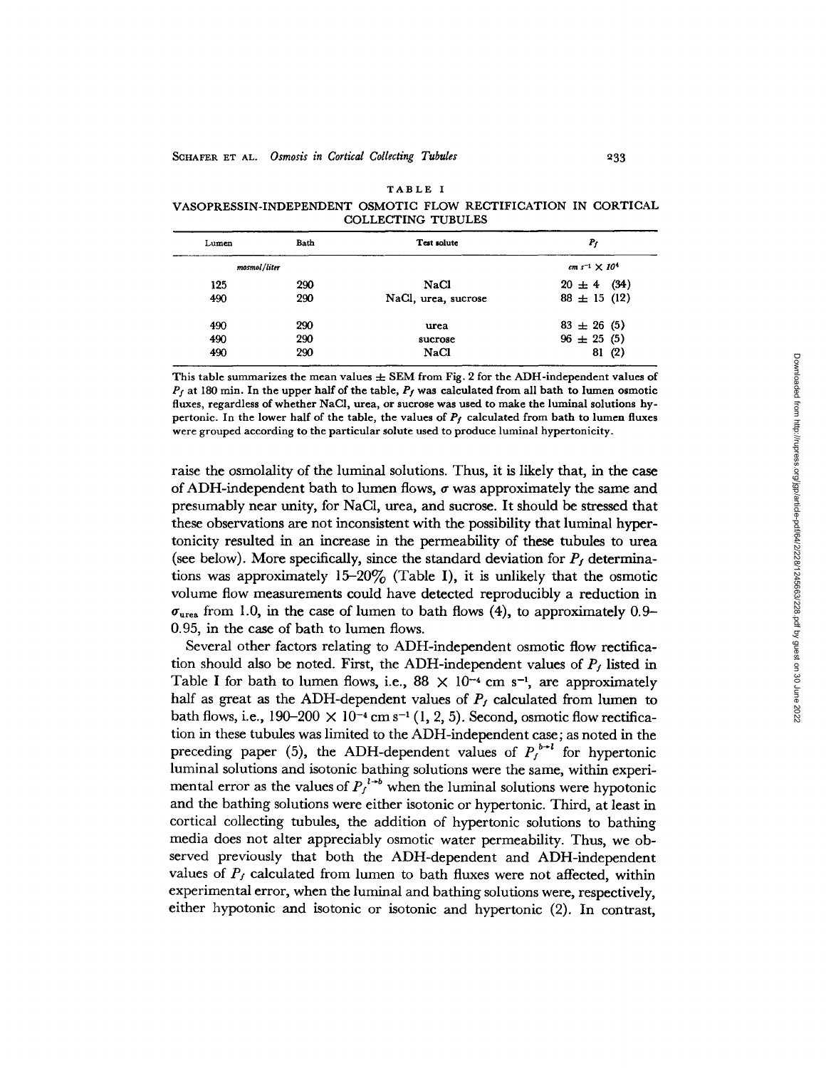TABLE I

VASOPRESSIN-INDEPENDENT OSMOTIC FLOW RECTIFICATION IN CORTICAL COLLECTING TUBULES

| Lumen | Bath | Test solute | $P_f$ |
|---|---|---|---|
| *mosmol/liter* | | | $cm\ s^{-1} \times 10^4$ |
| 125 | 290 | NaCl | $20 \pm 4$ (34) |
| 490 | 290 | NaCl, urea, sucrose | $88 \pm 15$ (12) |
| 490 | 290 | urea | $83 \pm 26$ (5) |
| 490 | 290 | sucrose | $96 \pm 25$ (5) |
| 490 | 290 | NaCl | 81 (2) |

This table summarizes the mean values ± SEM from Fig. 2 for the ADH-independent values of $P_f$ at 180 min. In the upper half of the table, $P_f$ was calculated from all bath to lumen osmotic fluxes, regardless of whether NaCl, urea, or sucrose was used to make the luminal solutions hypertonic. In the lower half of the table, the values of $P_f$ calculated from bath to lumen fluxes were grouped according to the particular solute used to produce luminal hypertonicity.

raise the osmolality of the luminal solutions. Thus, it is likely that, in the case of ADH-independent bath to lumen flows, $\sigma$ was approximately the same and presumably near unity, for NaCl, urea, and sucrose. It should be stressed that these observations are not inconsistent with the possibility that luminal hypertonicity resulted in an increase in the permeability of these tubules to urea (see below). More specifically, since the standard deviation for $P_f$ determinations was approximately 15–20% (Table I), it is unlikely that the osmotic volume flow measurements could have detected reproducibly a reduction in $\sigma_{urea}$ from 1.0, in the case of lumen to bath flows (4), to approximately 0.9–0.95, in the case of bath to lumen flows.

Several other factors relating to ADH-independent osmotic flow rectification should also be noted. First, the ADH-independent values of $P_f$ listed in Table I for bath to lumen flows, i.e., $88 \times 10^{-4}$ cm s$^{-1}$, are approximately half as great as the ADH-dependent values of $P_f$ calculated from lumen to bath flows, i.e., $190–200 \times 10^{-4}$ cm s$^{-1}$ (1, 2, 5). Second, osmotic flow rectification in these tubules was limited to the ADH-independent case; as noted in the preceding paper (5), the ADH-dependent values of $P_f^{b \to l}$ for hypertonic luminal solutions and isotonic bathing solutions were the same, within experimental error as the values of $P_f^{l \to b}$ when the luminal solutions were hypotonic and the bathing solutions were either isotonic or hypertonic. Third, at least in cortical collecting tubules, the addition of hypertonic solutions to bathing media does not alter appreciably osmotic water permeability. Thus, we observed previously that both the ADH-dependent and ADH-independent values of $P_f$ calculated from lumen to bath fluxes were not affected, within experimental error, when the luminal and bathing solutions were, respectively, either hypotonic and isotonic or isotonic and hypertonic (2). In contrast,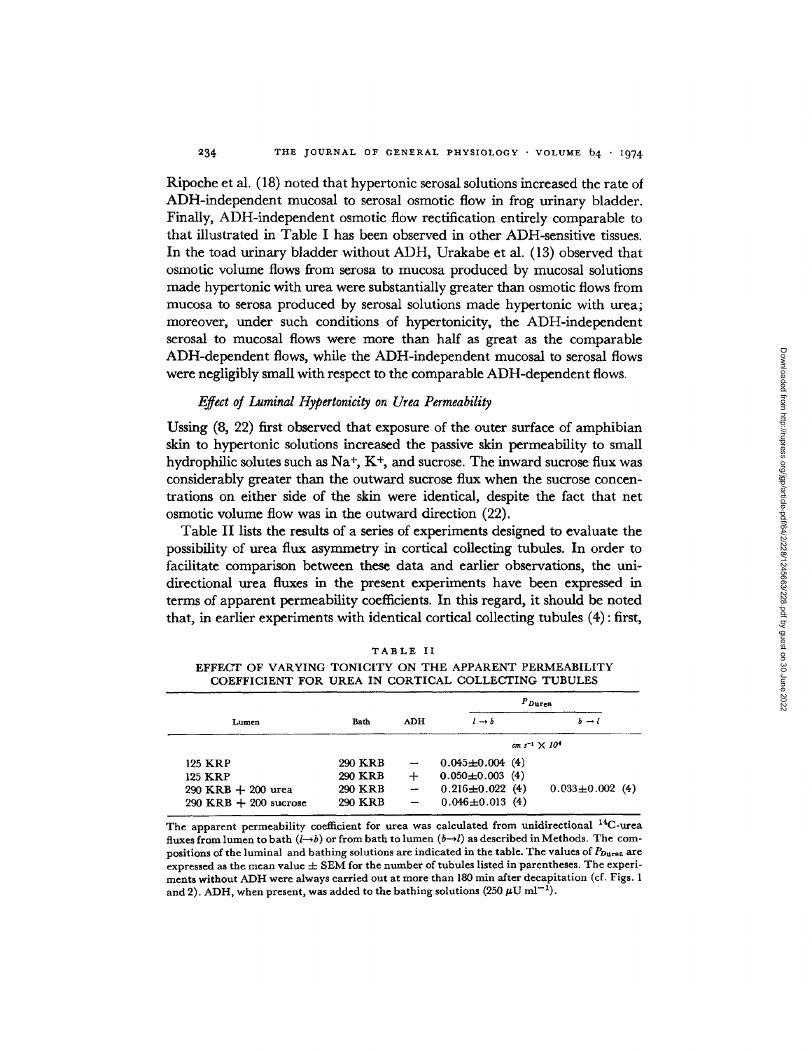Ripoche et al. (18) noted that hypertonic serosal solutions increased the rate of ADH-independent mucosal to serosal osmotic flow in frog urinary bladder. Finally, ADH-independent osmotic flow rectification entirely comparable to that illustrated in Table I has been observed in other ADH-sensitive tissues. In the toad urinary bladder without ADH, Urakabe et al. (13) observed that osmotic volume flows from serosa to mucosa produced by mucosal solutions made hypertonic with urea were substantially greater than osmotic flows from mucosa to serosa produced by serosal solutions made hypertonic with urea; moreover, under such conditions of hypertonicity, the ADH-independent serosal to mucosal flows were more than half as great as the comparable ADH-dependent flows, while the ADH-independent mucosal to serosal flows were negligibly small with respect to the comparable ADH-dependent flows.

### *Effect of Luminal Hypertonicity on Urea Permeability*

Ussing (8, 22) first observed that exposure of the outer surface of amphibian skin to hypertonic solutions increased the passive skin permeability to small hydrophilic solutes such as $Na^+$, $K^+$, and sucrose. The inward sucrose flux was considerably greater than the outward sucrose flux when the sucrose concentrations on either side of the skin were identical, despite the fact that net osmotic volume flow was in the outward direction (22).

Table II lists the results of a series of experiments designed to evaluate the possibility of urea flux asymmetry in cortical collecting tubules. In order to facilitate comparison between these data and earlier observations, the unidirectional urea fluxes in the present experiments have been expressed in terms of apparent permeability coefficients. In this regard, it should be noted that, in earlier experiments with identical cortical collecting tubules (4): first,

TABLE II

EFFECT OF VARYING TONICITY ON THE APPARENT PERMEABILITY COEFFICIENT FOR UREA IN CORTICAL COLLECTING TUBULES

| Lumen | Bath | ADH | $P_{D_{urea}}$ $l \rightarrow b$ | $P_{D_{urea}}$ $b \rightarrow l$ |
|---|---|---|---|---|
| | | | $cm\ s^{-1} \times 10^4$ | |
| 125 KRP | 290 KRB | − | 0.045±0.004 (4) | |
| 125 KRP | 290 KRB | + | 0.050±0.003 (4) | |
| 290 KRB + 200 urea | 290 KRB | − | 0.216±0.022 (4) | 0.033±0.002 (4) |
| 290 KRB + 200 sucrose | 290 KRB | − | 0.046±0.013 (4) | |

The apparent permeability coefficient for urea was calculated from unidirectional $^{14}C$-urea fluxes from lumen to bath ($l \rightarrow b$) or from bath to lumen ($b \rightarrow l$) as described in Methods. The compositions of the luminal and bathing solutions are indicated in the table. The values of $P_{D_{urea}}$ are expressed as the mean value ± SEM for the number of tubules listed in parentheses. The experiments without ADH were always carried out at more than 180 min after decapitation (cf. Figs. 1 and 2). ADH, when present, was added to the bathing solutions (250 $\mu U\ ml^{-1}$).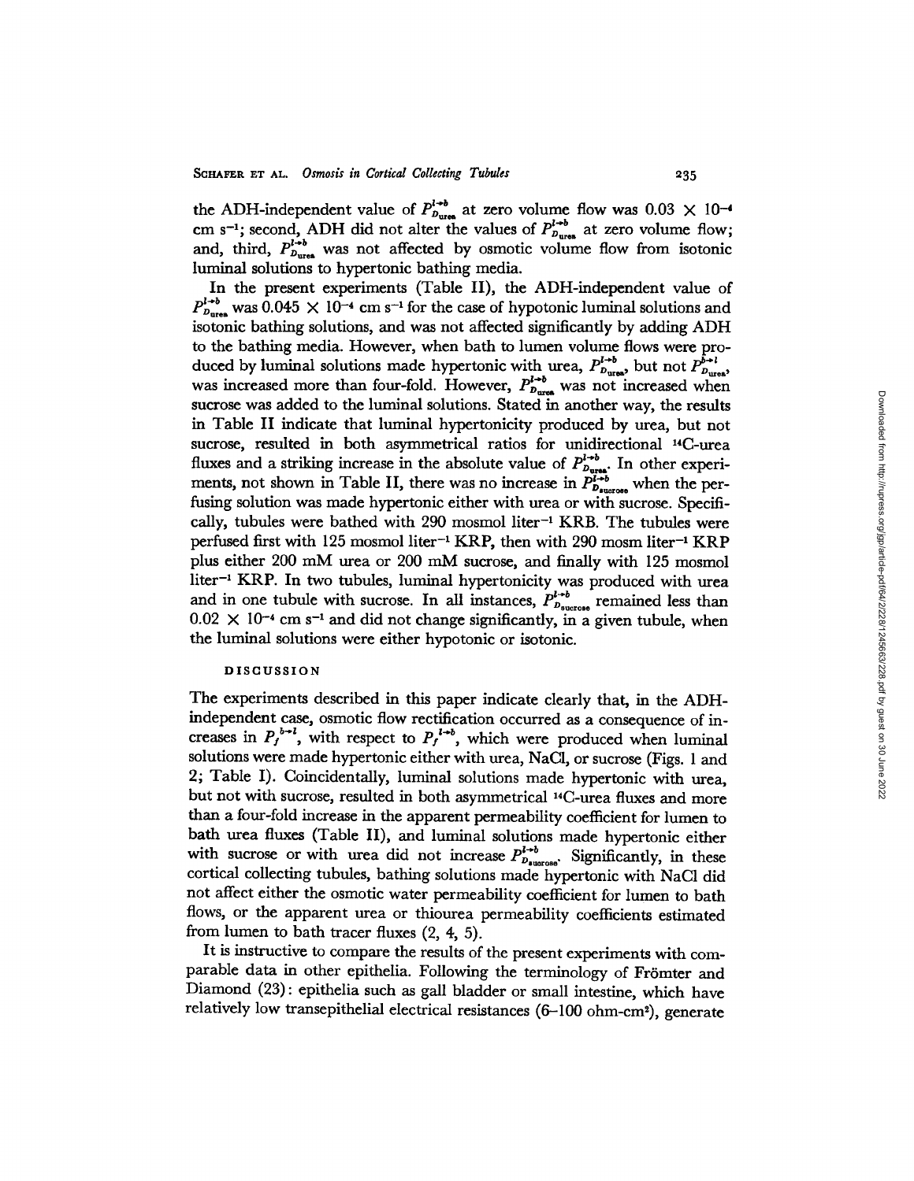the ADH-independent value of $P_{D_{\text{urea}}}^{l\rightarrow b}$ at zero volume flow was $0.03 \times 10^{-4}$ cm s$^{-1}$; second, ADH did not alter the values of $P_{D_{\text{urea}}}^{l\rightarrow b}$ at zero volume flow; and, third, $P_{D_{\text{urea}}}^{l\rightarrow b}$ was not affected by osmotic volume flow from isotonic luminal solutions to hypertonic bathing media.

In the present experiments (Table II), the ADH-independent value of $P_{D_{\text{urea}}}^{l\rightarrow b}$ was $0.045 \times 10^{-4}$ cm s$^{-1}$ for the case of hypotonic luminal solutions and isotonic bathing solutions, and was not affected significantly by adding ADH to the bathing media. However, when bath to lumen volume flows were produced by luminal solutions made hypertonic with urea, $P_{D_{\text{urea}}}^{l\rightarrow b}$, but not $P_{D_{\text{urea}}}^{b\rightarrow l}$, was increased more than four-fold. However, $P_{D_{\text{urea}}}^{l\rightarrow b}$ was not increased when sucrose was added to the luminal solutions. Stated in another way, the results in Table II indicate that luminal hypertonicity produced by urea, but not sucrose, resulted in both asymmetrical ratios for unidirectional $^{14}$C-urea fluxes and a striking increase in the absolute value of $P_{D_{\text{urea}}}^{l\rightarrow b}$. In other experiments, not shown in Table II, there was no increase in $P_{D_{\text{sucrose}}}^{l\rightarrow b}$ when the perfusing solution was made hypertonic either with urea or with sucrose. Specifically, tubules were bathed with 290 mosmol liter$^{-1}$ KRB. The tubules were perfused first with 125 mosmol liter$^{-1}$ KRP, then with 290 mosm liter$^{-1}$ KRP plus either 200 mM urea or 200 mM sucrose, and finally with 125 mosmol liter$^{-1}$ KRP. In two tubules, luminal hypertonicity was produced with urea and in one tubule with sucrose. In all instances, $P_{D_{\text{sucrose}}}^{l\rightarrow b}$ remained less than $0.02 \times 10^{-4}$ cm s$^{-1}$ and did not change significantly, in a given tubule, when the luminal solutions were either hypotonic or isotonic.

## DISCUSSION

The experiments described in this paper indicate clearly that, in the ADH-independent case, osmotic flow rectification occurred as a consequence of increases in $P_f^{b\rightarrow l}$, with respect to $P_f^{l\rightarrow b}$, which were produced when luminal solutions were made hypertonic either with urea, NaCl, or sucrose (Figs. 1 and 2; Table I). Coincidentally, luminal solutions made hypertonic with urea, but not with sucrose, resulted in both asymmetrical $^{14}$C-urea fluxes and more than a four-fold increase in the apparent permeability coefficient for lumen to bath urea fluxes (Table II), and luminal solutions made hypertonic either with sucrose or with urea did not increase $P_{D_{\text{sucrose}}}^{l\rightarrow b}$. Significantly, in these cortical collecting tubules, bathing solutions made hypertonic with NaCl did not affect either the osmotic water permeability coefficient for lumen to bath flows, or the apparent urea or thiourea permeability coefficients estimated from lumen to bath tracer fluxes (2, 4, 5).

It is instructive to compare the results of the present experiments with comparable data in other epithelia. Following the terminology of Frömter and Diamond (23): epithelia such as gall bladder or small intestine, which have relatively low transepithelial electrical resistances (6–100 ohm-cm$^2$), generate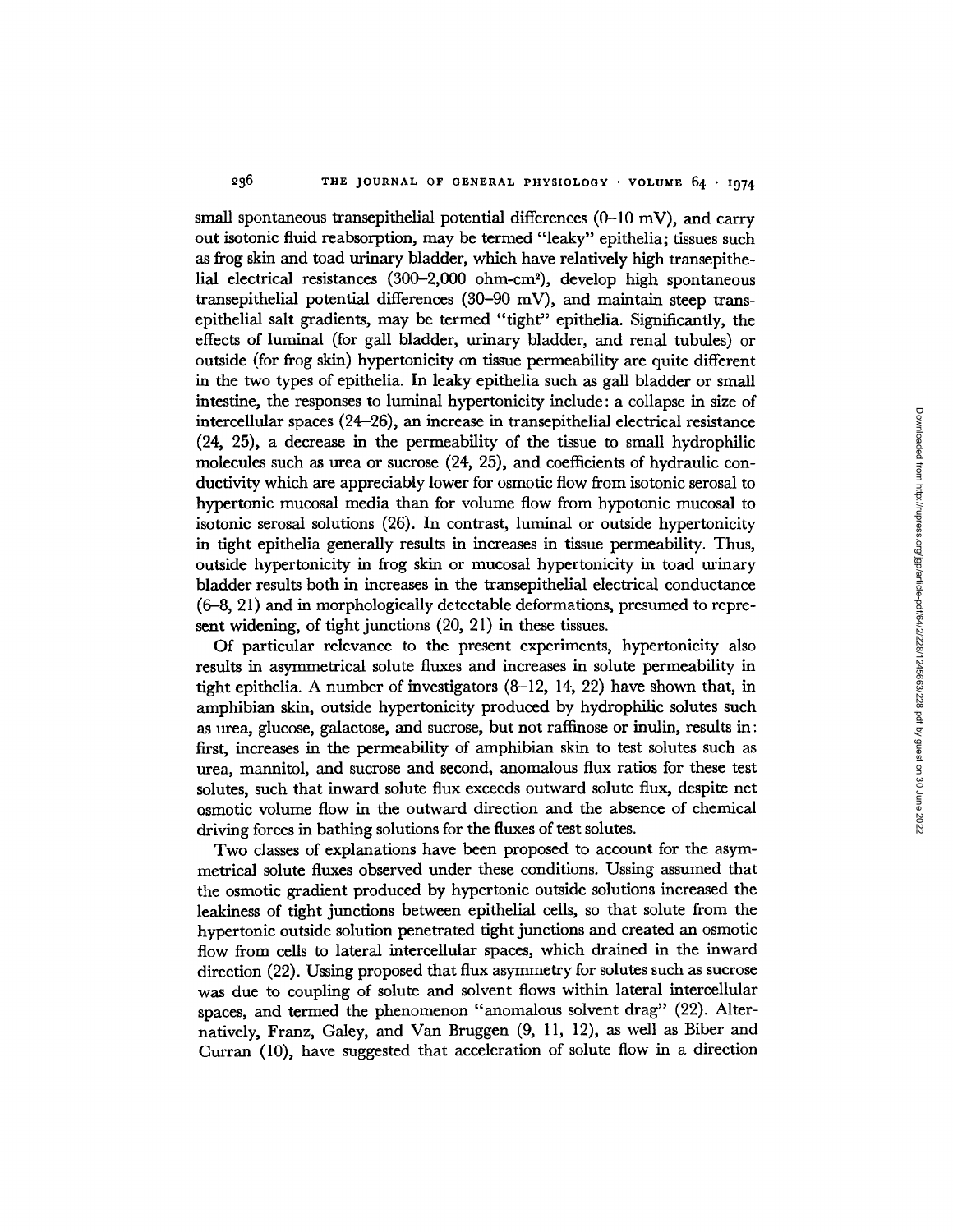small spontaneous transepithelial potential differences (0–10 mV), and carry out isotonic fluid reabsorption, may be termed "leaky" epithelia; tissues such as frog skin and toad urinary bladder, which have relatively high transepithelial electrical resistances (300–2,000 ohm-cm$^2$), develop high spontaneous transepithelial potential differences (30–90 mV), and maintain steep transepithelial salt gradients, may be termed "tight" epithelia. Significantly, the effects of luminal (for gall bladder, urinary bladder, and renal tubules) or outside (for frog skin) hypertonicity on tissue permeability are quite different in the two types of epithelia. In leaky epithelia such as gall bladder or small intestine, the responses to luminal hypertonicity include: a collapse in size of intercellular spaces (24–26), an increase in transepithelial electrical resistance (24, 25), a decrease in the permeability of the tissue to small hydrophilic molecules such as urea or sucrose (24, 25), and coefficients of hydraulic conductivity which are appreciably lower for osmotic flow from isotonic serosal to hypertonic mucosal media than for volume flow from hypotonic mucosal to isotonic serosal solutions (26). In contrast, luminal or outside hypertonicity in tight epithelia generally results in increases in tissue permeability. Thus, outside hypertonicity in frog skin or mucosal hypertonicity in toad urinary bladder results both in increases in the transepithelial electrical conductance (6–8, 21) and in morphologically detectable deformations, presumed to represent widening, of tight junctions (20, 21) in these tissues.

Of particular relevance to the present experiments, hypertonicity also results in asymmetrical solute fluxes and increases in solute permeability in tight epithelia. A number of investigators (8–12, 14, 22) have shown that, in amphibian skin, outside hypertonicity produced by hydrophilic solutes such as urea, glucose, galactose, and sucrose, but not raffinose or inulin, results in: first, increases in the permeability of amphibian skin to test solutes such as urea, mannitol, and sucrose and second, anomalous flux ratios for these test solutes, such that inward solute flux exceeds outward solute flux, despite net osmotic volume flow in the outward direction and the absence of chemical driving forces in bathing solutions for the fluxes of test solutes.

Two classes of explanations have been proposed to account for the asymmetrical solute fluxes observed under these conditions. Ussing assumed that the osmotic gradient produced by hypertonic outside solutions increased the leakiness of tight junctions between epithelial cells, so that solute from the hypertonic outside solution penetrated tight junctions and created an osmotic flow from cells to lateral intercellular spaces, which drained in the inward direction (22). Ussing proposed that flux asymmetry for solutes such as sucrose was due to coupling of solute and solvent flows within lateral intercellular spaces, and termed the phenomenon "anomalous solvent drag" (22). Alternatively, Franz, Galey, and Van Bruggen (9, 11, 12), as well as Biber and Curran (10), have suggested that acceleration of solute flow in a direction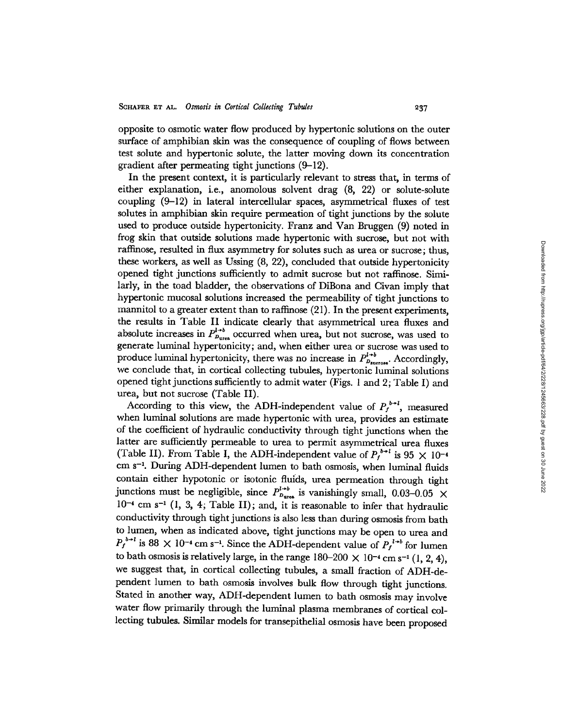opposite to osmotic water flow produced by hypertonic solutions on the outer surface of amphibian skin was the consequence of coupling of flows between test solute and hypertonic solute, the latter moving down its concentration gradient after permeating tight junctions (9–12).

In the present context, it is particularly relevant to stress that, in terms of either explanation, i.e., anomolous solvent drag (8, 22) or solute-solute coupling (9–12) in lateral intercellular spaces, asymmetrical fluxes of test solutes in amphibian skin require permeation of tight junctions by the solute used to produce outside hypertonicity. Franz and Van Bruggen (9) noted in frog skin that outside solutions made hypertonic with sucrose, but not with raffinose, resulted in flux asymmetry for solutes such as urea or sucrose; thus, these workers, as well as Ussing (8, 22), concluded that outside hypertonicity opened tight junctions sufficiently to admit sucrose but not raffinose. Similarly, in the toad bladder, the observations of DiBona and Civan imply that hypertonic mucosal solutions increased the permeability of tight junctions to mannitol to a greater extent than to raffinose (21). In the present experiments, the results in Table II indicate clearly that asymmetrical urea fluxes and absolute increases in $P_{D_{\text{urea}}}^{l \to b}$ occurred when urea, but not sucrose, was used to generate luminal hypertonicity; and, when either urea or sucrose was used to produce luminal hypertonicity, there was no increase in $P_{D_{\text{sucrose}}}^{l \to b}$. Accordingly, we conclude that, in cortical collecting tubules, hypertonic luminal solutions opened tight junctions sufficiently to admit water (Figs. 1 and 2; Table I) and urea, but not sucrose (Table II).

According to this view, the ADH-independent value of $P_f^{b \to l}$, measured when luminal solutions are made hypertonic with urea, provides an estimate of the coefficient of hydraulic conductivity through tight junctions when the latter are sufficiently permeable to urea to permit asymmetrical urea fluxes (Table II). From Table I, the ADH-independent value of $P_f^{b \to l}$ is $95 \times 10^{-4}$ cm s$^{-1}$. During ADH-dependent lumen to bath osmosis, when luminal fluids contain either hypotonic or isotonic fluids, urea permeation through tight junctions must be negligible, since $P_{D_{\text{urea}}}^{l \to b}$ is vanishingly small, $0.03–0.05 \times 10^{-4}$ cm s$^{-1}$ (1, 3, 4; Table II); and, it is reasonable to infer that hydraulic conductivity through tight junctions is also less than during osmosis from bath to lumen, when as indicated above, tight junctions may be open to urea and $P_f^{b \to l}$ is $88 \times 10^{-4}$ cm s$^{-1}$. Since the ADH-dependent value of $P_f^{l \to b}$ for lumen to bath osmosis is relatively large, in the range $180–200 \times 10^{-4}$ cm s$^{-1}$ (1, 2, 4), we suggest that, in cortical collecting tubules, a small fraction of ADH-dependent lumen to bath osmosis involves bulk flow through tight junctions. Stated in another way, ADH-dependent lumen to bath osmosis may involve water flow primarily through the luminal plasma membranes of cortical collecting tubules. Similar models for transepithelial osmosis have been proposed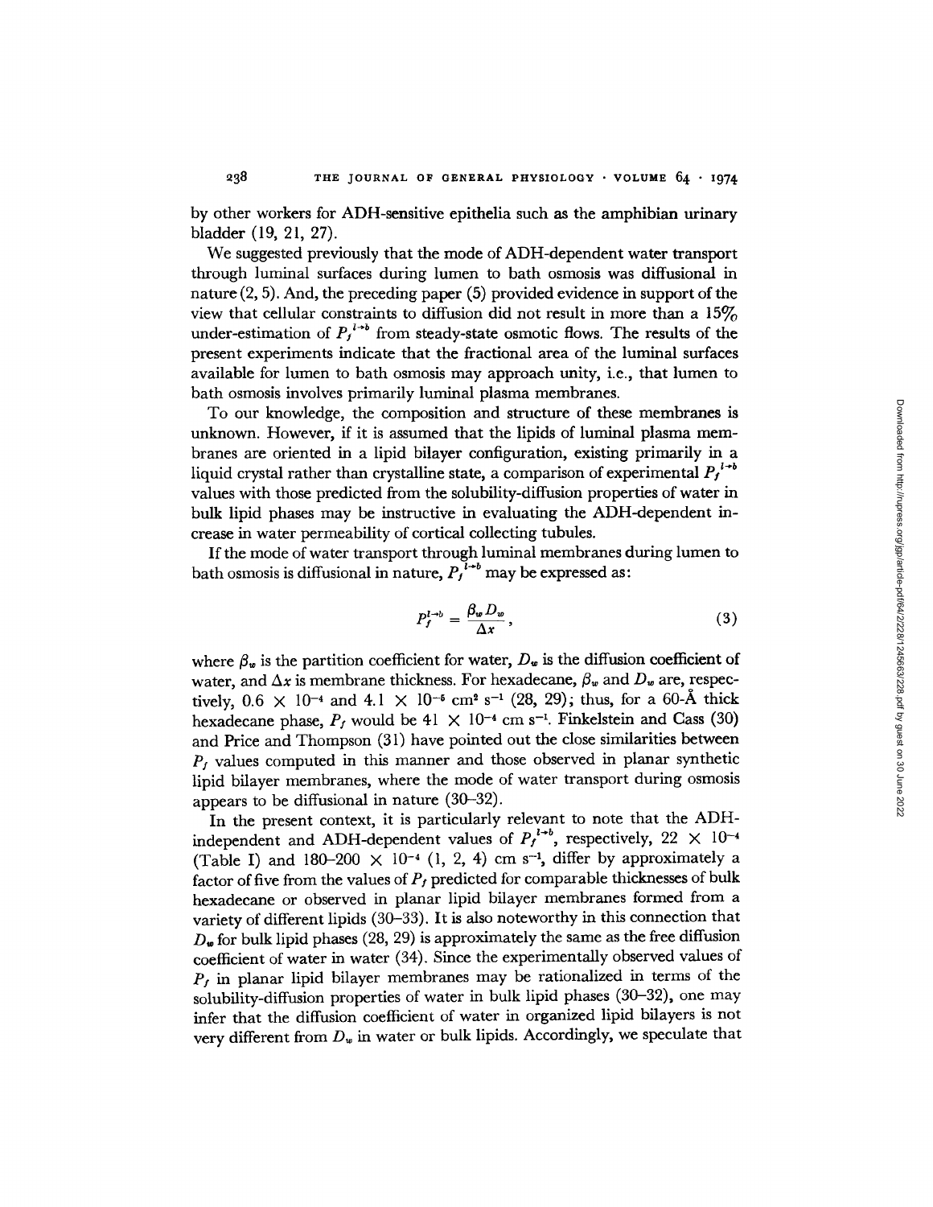by other workers for ADH-sensitive epithelia such as the amphibian urinary bladder (19, 21, 27).

We suggested previously that the mode of ADH-dependent water transport through luminal surfaces during lumen to bath osmosis was diffusional in nature (2, 5). And, the preceding paper (5) provided evidence in support of the view that cellular constraints to diffusion did not result in more than a 15% under-estimation of $P_f^{l \to b}$ from steady-state osmotic flows. The results of the present experiments indicate that the fractional area of the luminal surfaces available for lumen to bath osmosis may approach unity, i.e., that lumen to bath osmosis involves primarily luminal plasma membranes.

To our knowledge, the composition and structure of these membranes is unknown. However, if it is assumed that the lipids of luminal plasma membranes are oriented in a lipid bilayer configuration, existing primarily in a liquid crystal rather than crystalline state, a comparison of experimental $P_f^{l \to b}$ values with those predicted from the solubility-diffusion properties of water in bulk lipid phases may be instructive in evaluating the ADH-dependent increase in water permeability of cortical collecting tubules.

If the mode of water transport through luminal membranes during lumen to bath osmosis is diffusional in nature, $P_f^{l \to b}$ may be expressed as:

$$P_f^{l \to b} = \frac{\beta_w D_w}{\Delta x}, \tag{3}$$

where $\beta_w$ is the partition coefficient for water, $D_w$ is the diffusion coefficient of water, and $\Delta x$ is membrane thickness. For hexadecane, $\beta_w$ and $D_w$ are, respectively, $0.6 \times 10^{-4}$ and $4.1 \times 10^{-5}$ cm$^2$ s$^{-1}$ (28, 29); thus, for a 60-Å thick hexadecane phase, $P_f$ would be $41 \times 10^{-4}$ cm s$^{-1}$. Finkelstein and Cass (30) and Price and Thompson (31) have pointed out the close similarities between $P_f$ values computed in this manner and those observed in planar synthetic lipid bilayer membranes, where the mode of water transport during osmosis appears to be diffusional in nature (30–32).

In the present context, it is particularly relevant to note that the ADH-independent and ADH-dependent values of $P_f^{l \to b}$, respectively, $22 \times 10^{-4}$ (Table I) and $180\text{–}200 \times 10^{-4}$ (1, 2, 4) cm s$^{-1}$, differ by approximately a factor of five from the values of $P_f$ predicted for comparable thicknesses of bulk hexadecane or observed in planar lipid bilayer membranes formed from a variety of different lipids (30–33). It is also noteworthy in this connection that $D_w$ for bulk lipid phases (28, 29) is approximately the same as the free diffusion coefficient of water in water (34). Since the experimentally observed values of $P_f$ in planar lipid bilayer membranes may be rationalized in terms of the solubility-diffusion properties of water in bulk lipid phases (30–32), one may infer that the diffusion coefficient of water in organized lipid bilayers is not very different from $D_w$ in water or bulk lipids. Accordingly, we speculate that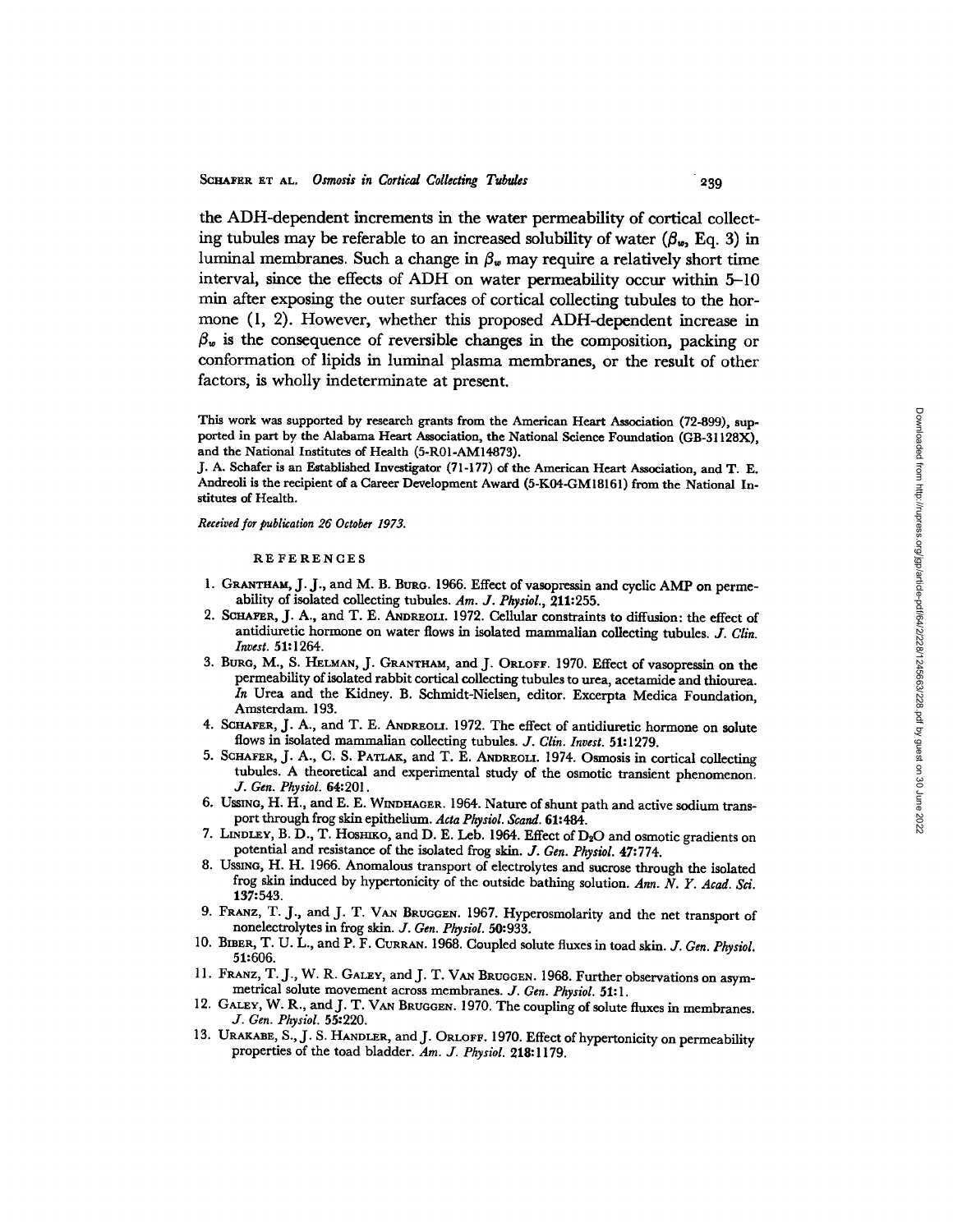the ADH-dependent increments in the water permeability of cortical collecting tubules may be referable to an increased solubility of water ($\beta_w$, Eq. 3) in luminal membranes. Such a change in $\beta_w$ may require a relatively short time interval, since the effects of ADH on water permeability occur within 5–10 min after exposing the outer surfaces of cortical collecting tubules to the hormone (1, 2). However, whether this proposed ADH-dependent increase in $\beta_w$ is the consequence of reversible changes in the composition, packing or conformation of lipids in luminal plasma membranes, or the result of other factors, is wholly indeterminate at present.

This work was supported by research grants from the American Heart Association (72-899), supported in part by the Alabama Heart Association, the National Science Foundation (GB-31128X), and the National Institutes of Health (5-R01-AM14873).

J. A. Schafer is an Established Investigator (71-177) of the American Heart Association, and T. E. Andreoli is the recipient of a Career Development Award (5-K04-GM18161) from the National Institutes of Health.

*Received for publication 26 October 1973.*

## REFERENCES

1. Grantham, J. J., and M. B. Burg. 1966. Effect of vasopressin and cyclic AMP on permeability of isolated collecting tubules. *Am. J. Physiol.*, **211**:255.
2. Schafer, J. A., and T. E. Andreoli. 1972. Cellular constraints to diffusion: the effect of antidiuretic hormone on water flows in isolated mammalian collecting tubules. *J. Clin. Invest.* **51**:1264.
3. Burg, M., S. Helman, J. Grantham, and J. Orloff. 1970. Effect of vasopressin on the permeability of isolated rabbit cortical collecting tubules to urea, acetamide and thiourea. *In* Urea and the Kidney. B. Schmidt-Nielsen, editor. Excerpta Medica Foundation, Amsterdam. 193.
4. Schafer, J. A., and T. E. Andreoli. 1972. The effect of antidiuretic hormone on solute flows in isolated mammalian collecting tubules. *J. Clin. Invest.* **51**:1279.
5. Schafer, J. A., C. S. Patlak, and T. E. Andreoli. 1974. Osmosis in cortical collecting tubules. A theoretical and experimental study of the osmotic transient phenomenon. *J. Gen. Physiol.* **64**:201.
6. Ussing, H. H., and E. E. Windhager. 1964. Nature of shunt path and active sodium transport through frog skin epithelium. *Acta Physiol. Scand.* **61**:484.
7. Lindley, B. D., T. Hoshiko, and D. E. Leb. 1964. Effect of $D_2O$ and osmotic gradients on potential and resistance of the isolated frog skin. *J. Gen. Physiol.* **47**:774.
8. Ussing, H. H. 1966. Anomalous transport of electrolytes and sucrose through the isolated frog skin induced by hypertonicity of the outside bathing solution. *Ann. N. Y. Acad. Sci.* **137**:543.
9. Franz, T. J., and J. T. Van Bruggen. 1967. Hyperosmolarity and the net transport of nonelectrolytes in frog skin. *J. Gen. Physiol.* **50**:933.
10. Biber, T. U. L., and P. F. Curran. 1968. Coupled solute fluxes in toad skin. *J. Gen. Physiol.* **51**:606.
11. Franz, T. J., W. R. Galey, and J. T. Van Bruggen. 1968. Further observations on asymmetrical solute movement across membranes. *J. Gen. Physiol.* **51**:1.
12. Galey, W. R., and J. T. Van Bruggen. 1970. The coupling of solute fluxes in membranes. *J. Gen. Physiol.* **55**:220.
13. Urakabe, S., J. S. Handler, and J. Orloff. 1970. Effect of hypertonicity on permeability properties of the toad bladder. *Am. J. Physiol.* **218**:1179.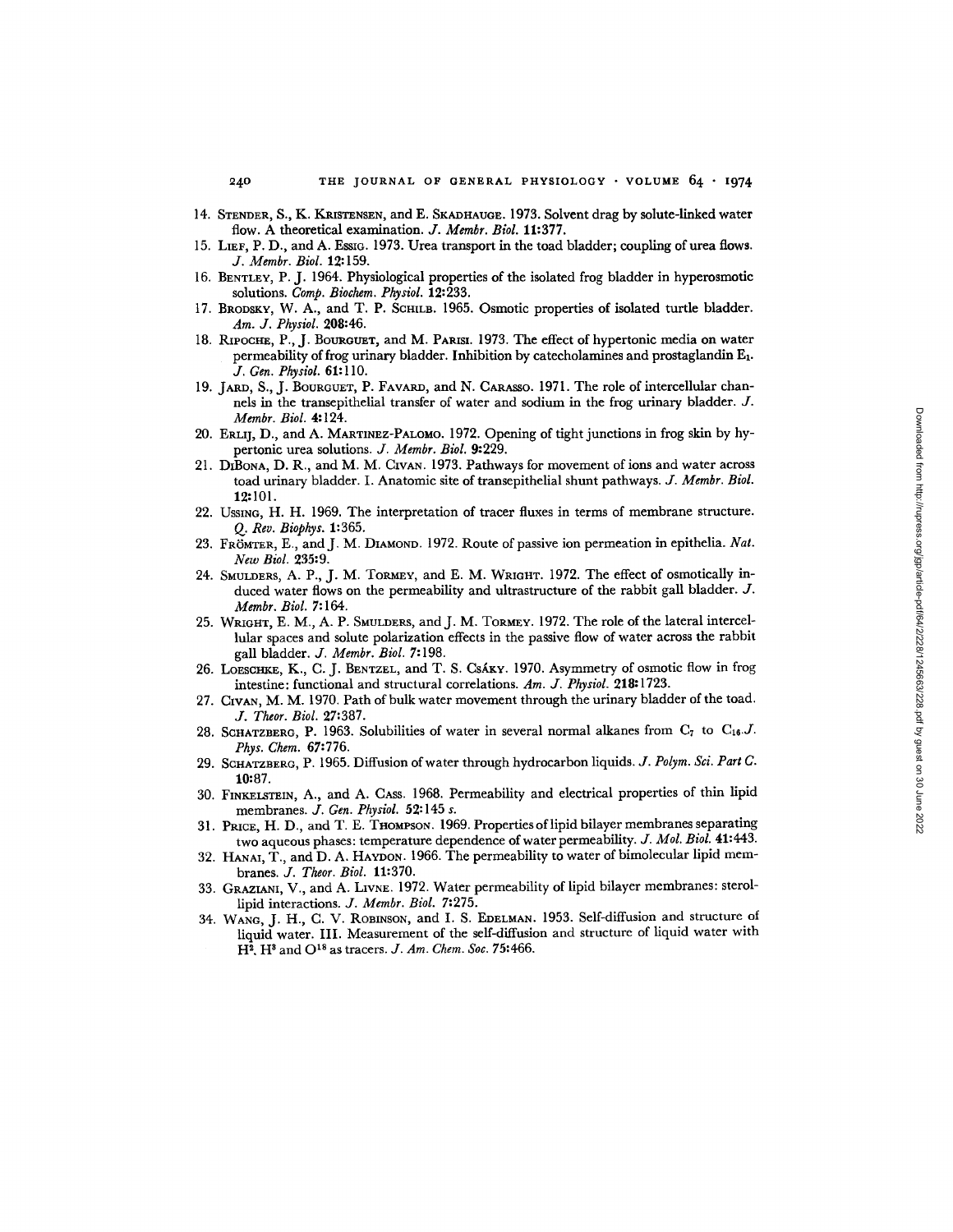14. Stender, S., K. Kristensen, and E. Skadhauge. 1973. Solvent drag by solute-linked water flow. A theoretical examination. *J. Membr. Biol.* **11**:377.
15. Lief, P. D., and A. Essig. 1973. Urea transport in the toad bladder; coupling of urea flows. *J. Membr. Biol.* **12**:159.
16. Bentley, P. J. 1964. Physiological properties of the isolated frog bladder in hyperosmotic solutions. *Comp. Biochem. Physiol.* **12**:233.
17. Brodsky, W. A., and T. P. Schilb. 1965. Osmotic properties of isolated turtle bladder. *Am. J. Physiol.* **208**:46.
18. Ripoche, P., J. Bourguet, and M. Parisi. 1973. The effect of hypertonic media on water permeability of frog urinary bladder. Inhibition by catecholamines and prostaglandin $E_1$. *J. Gen. Physiol.* **61**:110.
19. Jard, S., J. Bourguet, P. Favard, and N. Carasso. 1971. The role of intercellular channels in the transepithelial transfer of water and sodium in the frog urinary bladder. *J. Membr. Biol.* **4**:124.
20. Erlij, D., and A. Martinez-Palomo. 1972. Opening of tight junctions in frog skin by hypertonic urea solutions. *J. Membr. Biol.* **9**:229.
21. DiBona, D. R., and M. M. Civan. 1973. Pathways for movement of ions and water across toad urinary bladder. I. Anatomic site of transepithelial shunt pathways. *J. Membr. Biol.* **12**:101.
22. Ussing, H. H. 1969. The interpretation of tracer fluxes in terms of membrane structure. *Q. Rev. Biophys.* **1**:365.
23. Frömter, E., and J. M. Diamond. 1972. Route of passive ion permeation in epithelia. *Nat. New Biol.* **235**:9.
24. Smulders, A. P., J. M. Tormey, and E. M. Wright. 1972. The effect of osmotically induced water flows on the permeability and ultrastructure of the rabbit gall bladder. *J. Membr. Biol.* **7**:164.
25. Wright, E. M., A. P. Smulders, and J. M. Tormey. 1972. The role of the lateral intercellular spaces and solute polarization effects in the passive flow of water across the rabbit gall bladder. *J. Membr. Biol.* **7**:198.
26. Loeschke, K., C. J. Bentzel, and T. S. Csáky. 1970. Asymmetry of osmotic flow in frog intestine: functional and structural correlations. *Am. J. Physiol.* **218**:1723.
27. Civan, M. M. 1970. Path of bulk water movement through the urinary bladder of the toad. *J. Theor. Biol.* **27**:387.
28. Schatzberg, P. 1963. Solubilities of water in several normal alkanes from $C_7$ to $C_{16}$. *J. Phys. Chem.* **67**:776.
29. Schatzberg, P. 1965. Diffusion of water through hydrocarbon liquids. *J. Polym. Sci. Part C.* **10**:87.
30. Finkelstein, A., and A. Cass. 1968. Permeability and electrical properties of thin lipid membranes. *J. Gen. Physiol.* **52**:145 *s*.
31. Price, H. D., and T. E. Thompson. 1969. Properties of lipid bilayer membranes separating two aqueous phases: temperature dependence of water permeability. *J. Mol. Biol.* **41**:443.
32. Hanai, T., and D. A. Haydon. 1966. The permeability to water of bimolecular lipid membranes. *J. Theor. Biol.* **11**:370.
33. Graziani, V., and A. Livne. 1972. Water permeability of lipid bilayer membranes: sterol-lipid interactions. *J. Membr. Biol.* **7**:275.
34. Wang, J. H., C. V. Robinson, and I. S. Edelman. 1953. Self-diffusion and structure of liquid water. III. Measurement of the self-diffusion and structure of liquid water with $H^2$, $H^3$ and $O^{18}$ as tracers. *J. Am. Chem. Soc.* **75**:466.